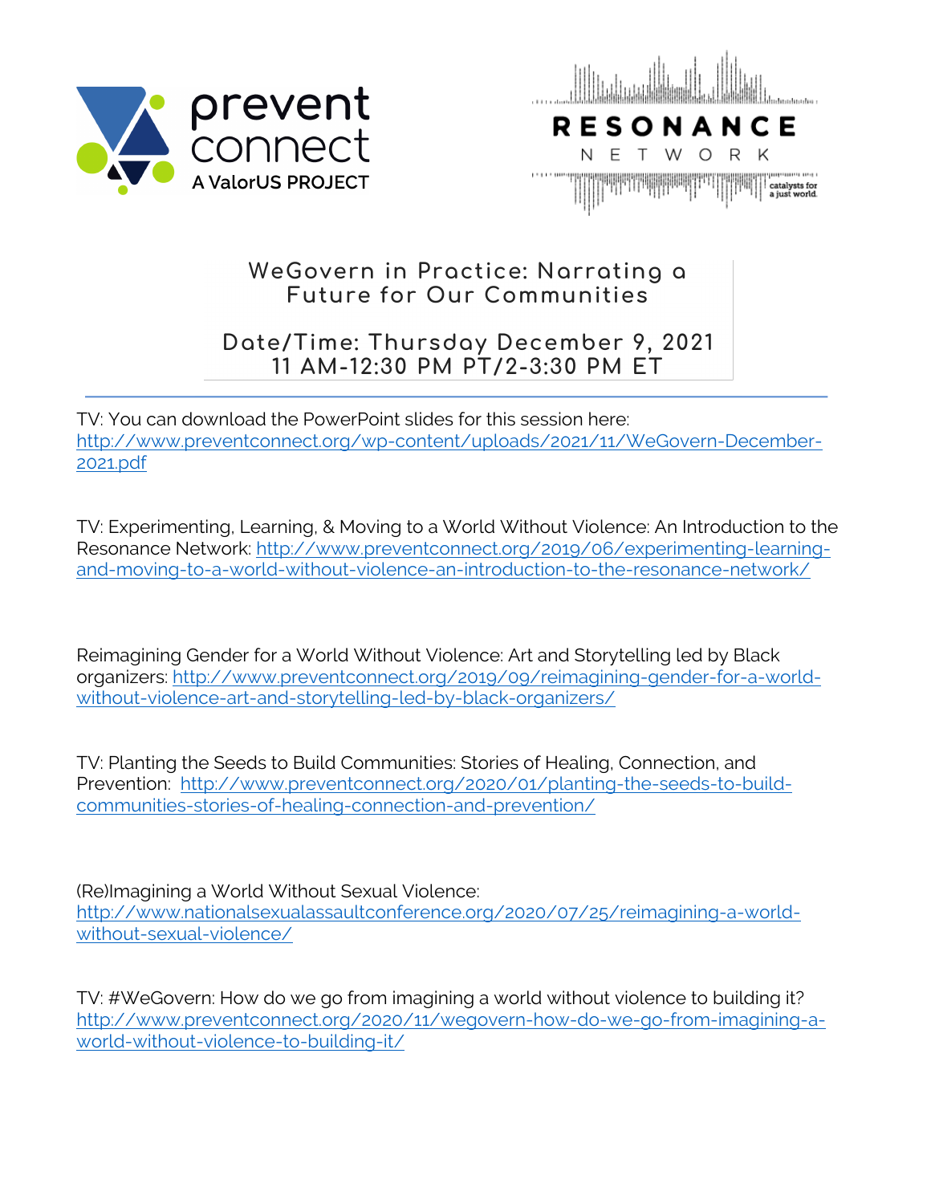# WeGovern in Practice: Narrating a Future for Our Communities

## Date/Time: Thursday December 9, 2021 11 AM-12:30 PM PT/2-3:30 PM ET

TV: You can download the PowerPoint slides for this session here: http://www.preventconnect.org/wp-content/uploads/2021/11/WeGovern-December-2021.pdf

TV: Experimenting, Learning, & Moving to a World Without Violence: An Introduction to the Resonance Network: http://www.preventconnect.org/2019/06/experimenting-learning-and-moving-to-a-world-without-violence-an-introduction-to-the-resonance-network/

Reimagining Gender for a World Without Violence: Art and Storytelling led by Black organizers: http://www.preventconnect.org/2019/09/reimagining-gender-for-a-world-without-violence-art-and-storytelling-led-by-black-organizers/

TV: Planting the Seeds to Build Communities: Stories of Healing, Connection, and Prevention: http://www.preventconnect.org/2020/01/planting-the-seeds-to-build-communities-stories-of-healing-connection-and-prevention/

(Re)Imagining a World Without Sexual Violence: http://www.nationalsexualassaultconference.org/2020/07/25/reimagining-a-world-without-sexual-violence/

TV: #WeGovern: How do we go from imagining a world without violence to building it? http://www.preventconnect.org/2020/11/wegovern-how-do-we-go-from-imagining-a-world-without-violence-to-building-it/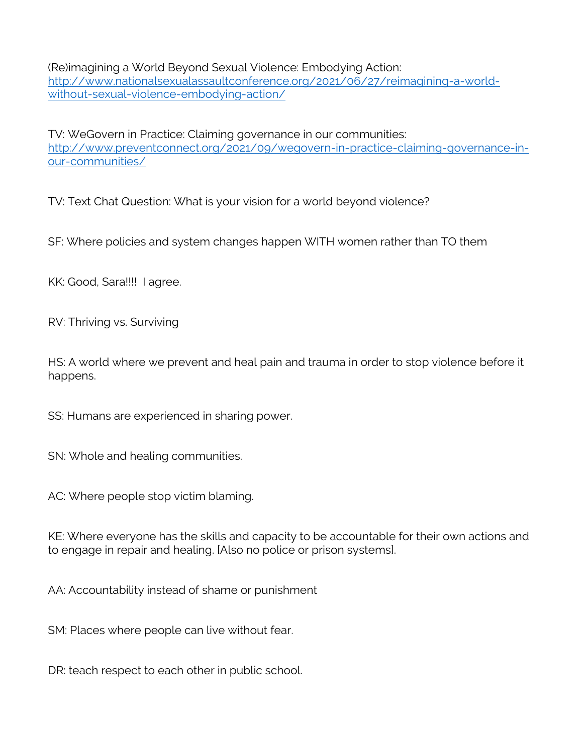(Re)imagining a World Beyond Sexual Violence: Embodying Action: http://www.nationalsexualassaultconference.org/2021/06/27/reimagining-a-world-without-sexual-violence-embodying-action/

TV: WeGovern in Practice: Claiming governance in our communities: http://www.preventconnect.org/2021/09/wegovern-in-practice-claiming-governance-in-our-communities/

TV: Text Chat Question: What is your vision for a world beyond violence?

SF: Where policies and system changes happen WITH women rather than TO them

KK: Good, Sara!!!!  I agree.

RV: Thriving vs. Surviving

HS: A world where we prevent and heal pain and trauma in order to stop violence before it happens.

SS: Humans are experienced in sharing power.

SN: Whole and healing communities.

AC: Where people stop victim blaming.

KE: Where everyone has the skills and capacity to be accountable for their own actions and to engage in repair and healing. [Also no police or prison systems].

AA: Accountability instead of shame or punishment

SM: Places where people can live without fear.

DR: teach respect to each other in public school.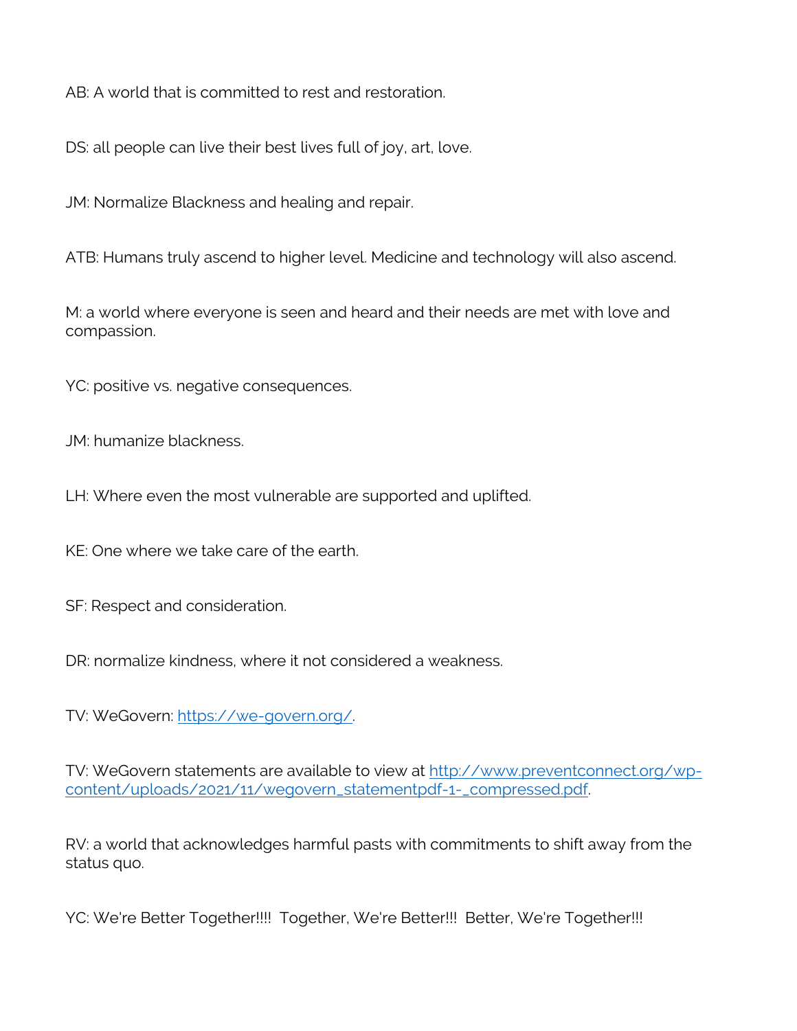AB: A world that is committed to rest and restoration.

DS: all people can live their best lives full of joy, art, love.

JM: Normalize Blackness and healing and repair.

ATB: Humans truly ascend to higher level. Medicine and technology will also ascend.

M: a world where everyone is seen and heard and their needs are met with love and compassion.

YC: positive vs. negative consequences.

JM: humanize blackness.

LH: Where even the most vulnerable are supported and uplifted.

KE: One where we take care of the earth.

SF: Respect and consideration.

DR: normalize kindness, where it not considered a weakness.

TV: WeGovern: [https://we-govern.org/](https://we-govern.org/).

TV: WeGovern statements are available to view at [http://www.preventconnect.org/wp-content/uploads/2021/11/wegovern_statementpdf-1-_compressed.pdf](http://www.preventconnect.org/wp-content/uploads/2021/11/wegovern_statementpdf-1-_compressed.pdf).

RV: a world that acknowledges harmful pasts with commitments to shift away from the status quo.

YC: We're Better Together!!!! Together, We're Better!!! Better, We're Together!!!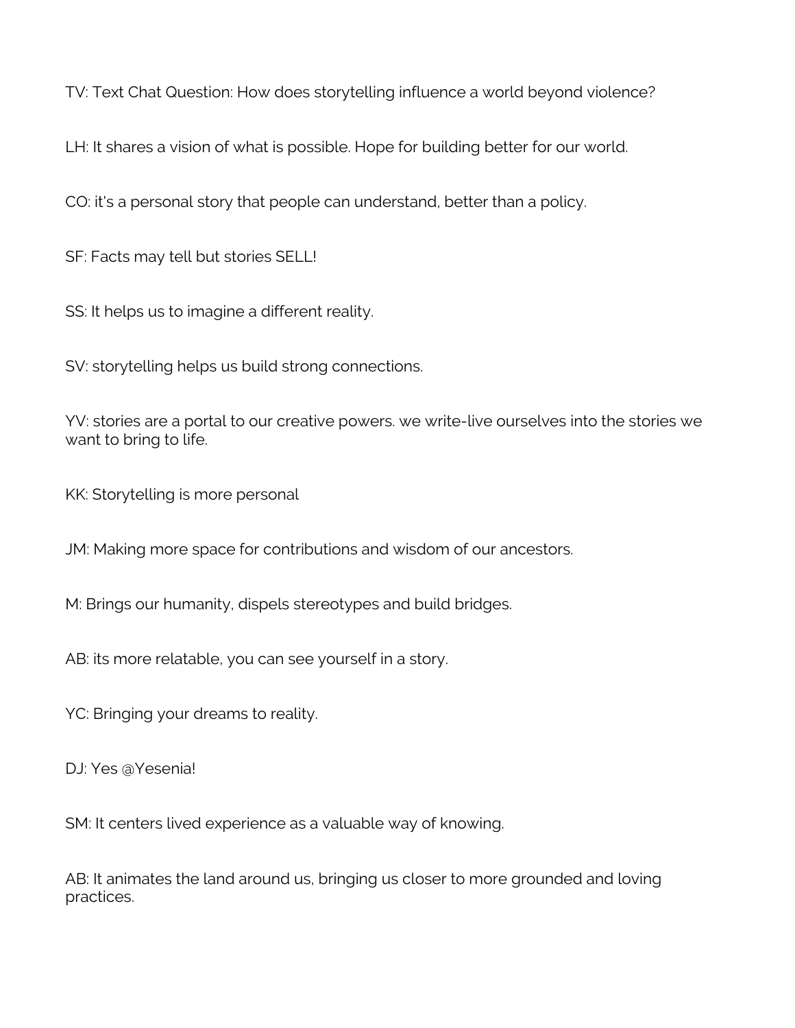TV: Text Chat Question: How does storytelling influence a world beyond violence?

LH: It shares a vision of what is possible. Hope for building better for our world.

CO: it's a personal story that people can understand, better than a policy.

SF: Facts may tell but stories SELL!

SS: It helps us to imagine a different reality.

SV: storytelling helps us build strong connections.

YV: stories are a portal to our creative powers. we write-live ourselves into the stories we want to bring to life.

KK: Storytelling is more personal

JM: Making more space for contributions and wisdom of our ancestors.

M: Brings our humanity, dispels stereotypes and build bridges.

AB: its more relatable, you can see yourself in a story.

YC: Bringing your dreams to reality.

DJ: Yes @Yesenia!

SM: It centers lived experience as a valuable way of knowing.

AB: It animates the land around us, bringing us closer to more grounded and loving practices.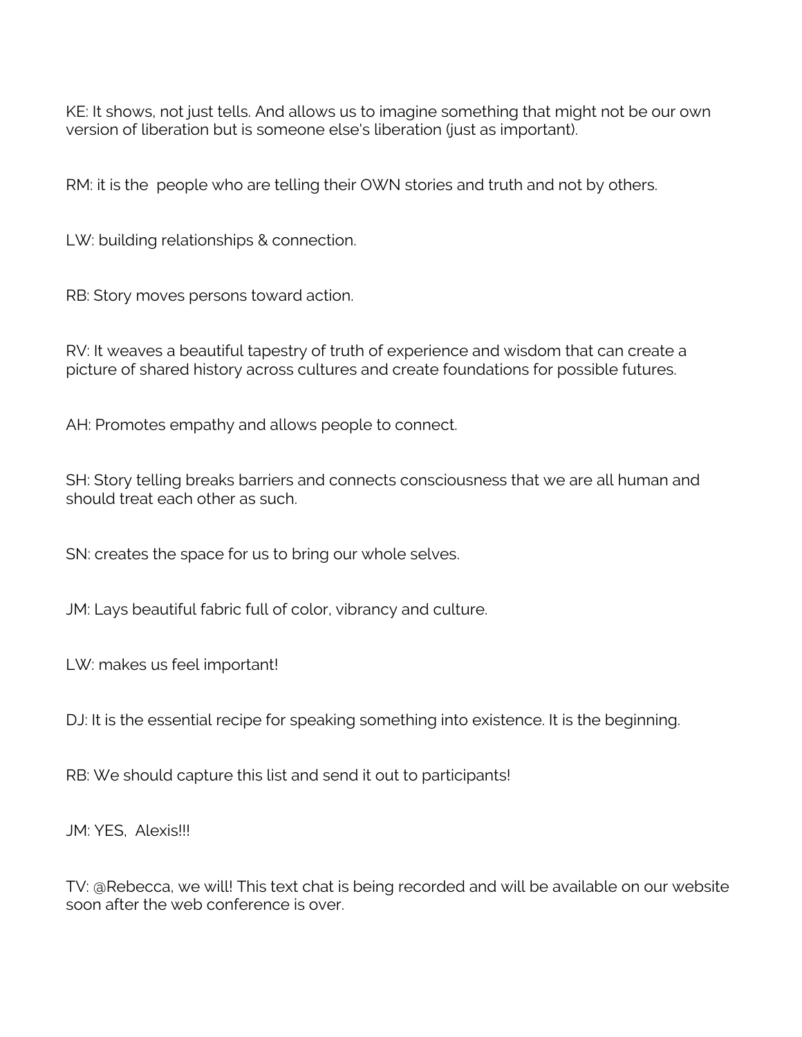KE: It shows, not just tells. And allows us to imagine something that might not be our own version of liberation but is someone else's liberation (just as important).

RM: it is the  people who are telling their OWN stories and truth and not by others.

LW: building relationships & connection.

RB: Story moves persons toward action.

RV: It weaves a beautiful tapestry of truth of experience and wisdom that can create a picture of shared history across cultures and create foundations for possible futures.

AH: Promotes empathy and allows people to connect.

SH: Story telling breaks barriers and connects consciousness that we are all human and should treat each other as such.

SN: creates the space for us to bring our whole selves.

JM: Lays beautiful fabric full of color, vibrancy and culture.

LW: makes us feel important!

DJ: It is the essential recipe for speaking something into existence. It is the beginning.

RB: We should capture this list and send it out to participants!

JM: YES,  Alexis!!!

TV: @Rebecca, we will! This text chat is being recorded and will be available on our website soon after the web conference is over.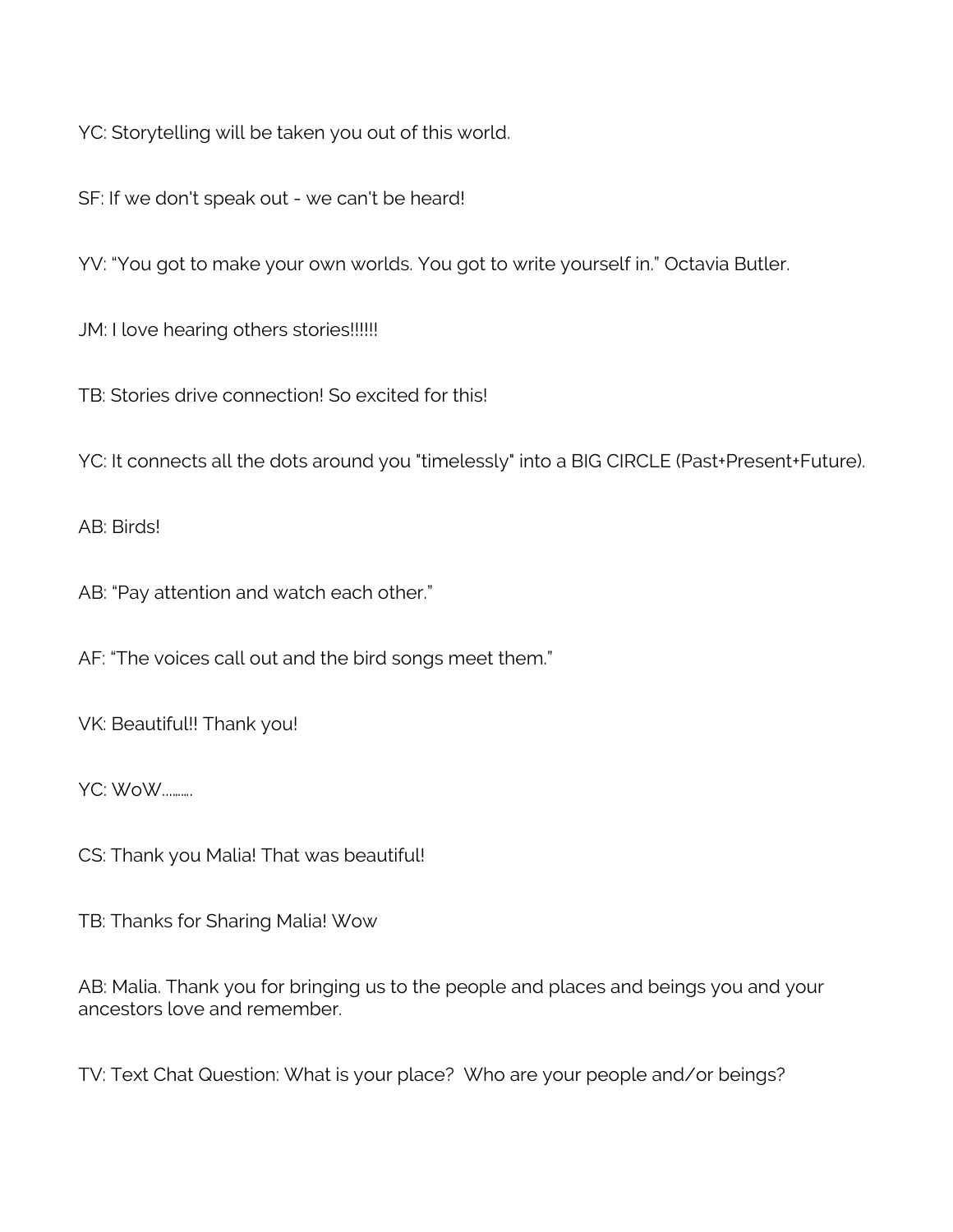YC: Storytelling will be taken you out of this world.

SF: If we don't speak out - we can't be heard!

YV: “You got to make your own worlds. You got to write yourself in.” Octavia Butler.

JM: I love hearing others stories!!!!!

TB: Stories drive connection! So excited for this!

YC: It connects all the dots around you "timelessly" into a BIG CIRCLE (Past+Present+Future).

AB: Birds!

AB: “Pay attention and watch each other.”

AF: “The voices call out and the bird songs meet them.”

VK: Beautiful!! Thank you!

YC: WoW.........

CS: Thank you Malia! That was beautiful!

TB: Thanks for Sharing Malia! Wow

AB: Malia. Thank you for bringing us to the people and places and beings you and your ancestors love and remember.

TV: Text Chat Question: What is your place? Who are your people and/or beings?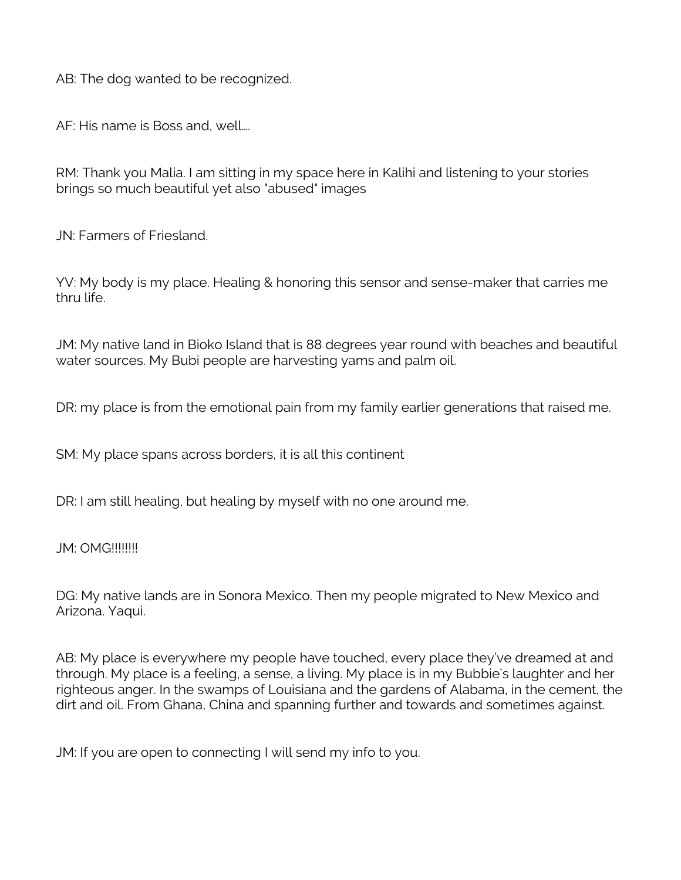AB: The dog wanted to be recognized.

AF: His name is Boss and, well....

RM: Thank you Malia. I am sitting in my space here in Kalihi and listening to your stories brings so much beautiful yet also "abused" images

JN: Farmers of Friesland.

YV: My body is my place. Healing & honoring this sensor and sense-maker that carries me thru life.

JM: My native land in Bioko Island that is 88 degrees year round with beaches and beautiful water sources. My Bubi people are harvesting yams and palm oil.

DR: my place is from the emotional pain from my family earlier generations that raised me.

SM: My place spans across borders, it is all this continent

DR: I am still healing, but healing by myself with no one around me.

JM: OMG!!!!!!!!

DG: My native lands are in Sonora Mexico. Then my people migrated to New Mexico and Arizona. Yaqui.

AB: My place is everywhere my people have touched, every place they've dreamed at and through. My place is a feeling, a sense, a living. My place is in my Bubbie's laughter and her righteous anger. In the swamps of Louisiana and the gardens of Alabama, in the cement, the dirt and oil. From Ghana, China and spanning further and towards and sometimes against.

JM: If you are open to connecting I will send my info to you.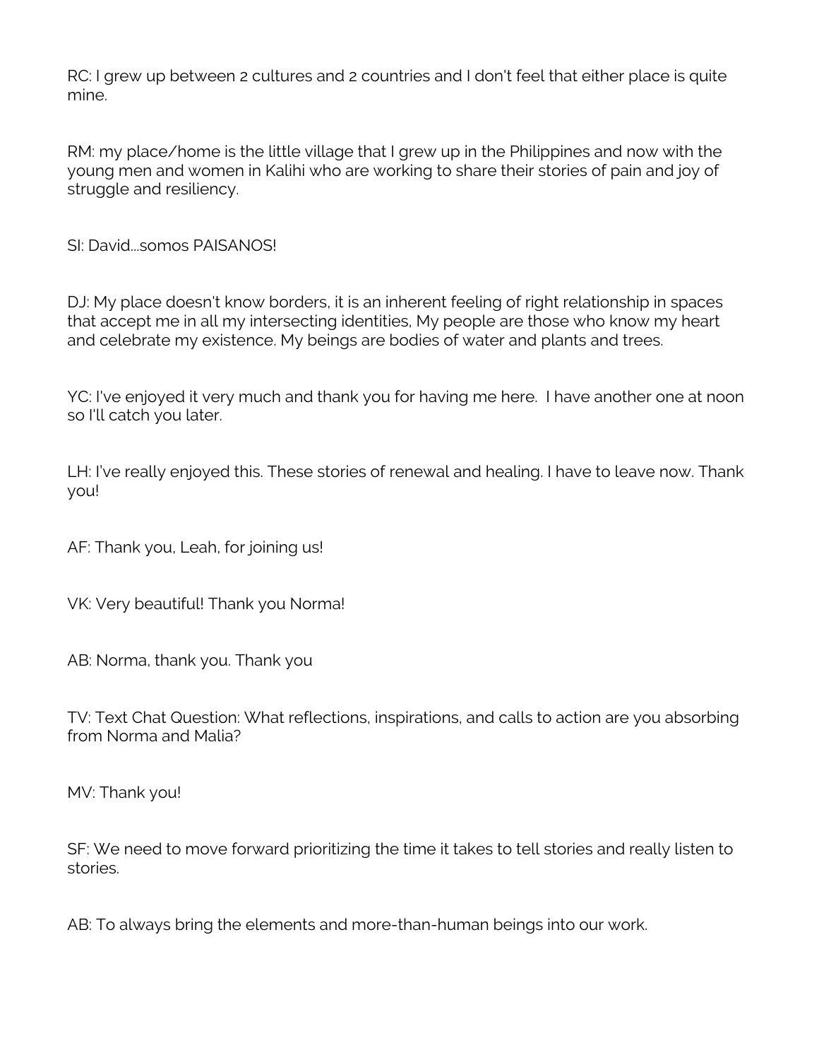RC: I grew up between 2 cultures and 2 countries and I don't feel that either place is quite mine.

RM: my place/home is the little village that I grew up in the Philippines and now with the young men and women in Kalihi who are working to share their stories of pain and joy of struggle and resiliency.

SI: David...somos PAISANOS!

DJ: My place doesn't know borders, it is an inherent feeling of right relationship in spaces that accept me in all my intersecting identities, My people are those who know my heart and celebrate my existence. My beings are bodies of water and plants and trees.

YC: I've enjoyed it very much and thank you for having me here.  I have another one at noon so I'll catch you later.

LH: I've really enjoyed this. These stories of renewal and healing. I have to leave now. Thank you!

AF: Thank you, Leah, for joining us!

VK: Very beautiful! Thank you Norma!

AB: Norma, thank you. Thank you

TV: Text Chat Question: What reflections, inspirations, and calls to action are you absorbing from Norma and Malia?

MV: Thank you!

SF: We need to move forward prioritizing the time it takes to tell stories and really listen to stories.

AB: To always bring the elements and more-than-human beings into our work.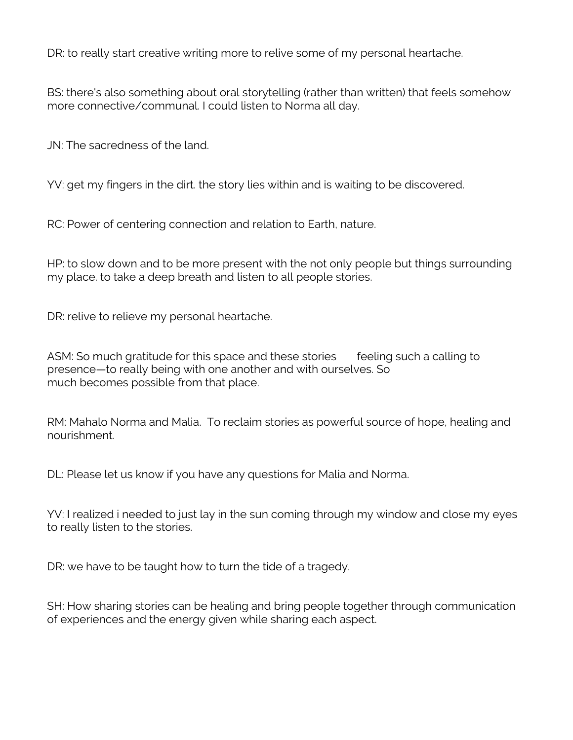DR: to really start creative writing more to relive some of my personal heartache.

BS: there's also something about oral storytelling (rather than written) that feels somehow more connective/communal. I could listen to Norma all day.

JN: The sacredness of the land.

YV: get my fingers in the dirt. the story lies within and is waiting to be discovered.

RC: Power of centering connection and relation to Earth, nature.

HP: to slow down and to be more present with the not only people but things surrounding my place. to take a deep breath and listen to all people stories.

DR: relive to relieve my personal heartache.

ASM: So much gratitude for this space and these stories feeling such a calling to presence—to really being with one another and with ourselves. So much becomes possible from that place.

RM: Mahalo Norma and Malia. To reclaim stories as powerful source of hope, healing and nourishment.

DL: Please let us know if you have any questions for Malia and Norma.

YV: I realized i needed to just lay in the sun coming through my window and close my eyes to really listen to the stories.

DR: we have to be taught how to turn the tide of a tragedy.

SH: How sharing stories can be healing and bring people together through communication of experiences and the energy given while sharing each aspect.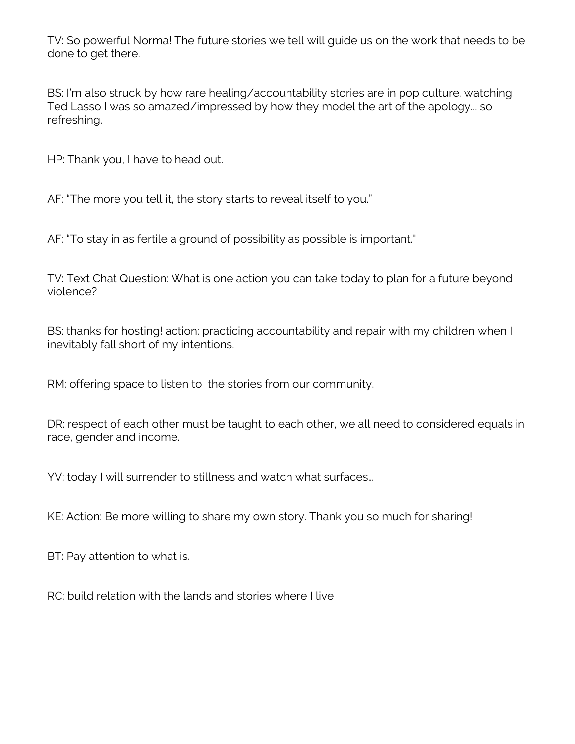TV: So powerful Norma! The future stories we tell will guide us on the work that needs to be done to get there.

BS: I'm also struck by how rare healing/accountability stories are in pop culture. watching Ted Lasso I was so amazed/impressed by how they model the art of the apology... so refreshing.

HP: Thank you, I have to head out.

AF: "The more you tell it, the story starts to reveal itself to you."

AF: "To stay in as fertile a ground of possibility as possible is important."

TV: Text Chat Question: What is one action you can take today to plan for a future beyond violence?

BS: thanks for hosting! action: practicing accountability and repair with my children when I inevitably fall short of my intentions.

RM: offering space to listen to  the stories from our community.

DR: respect of each other must be taught to each other, we all need to considered equals in race, gender and income.

YV: today I will surrender to stillness and watch what surfaces…

KE: Action: Be more willing to share my own story. Thank you so much for sharing!

BT: Pay attention to what is.

RC: build relation with the lands and stories where I live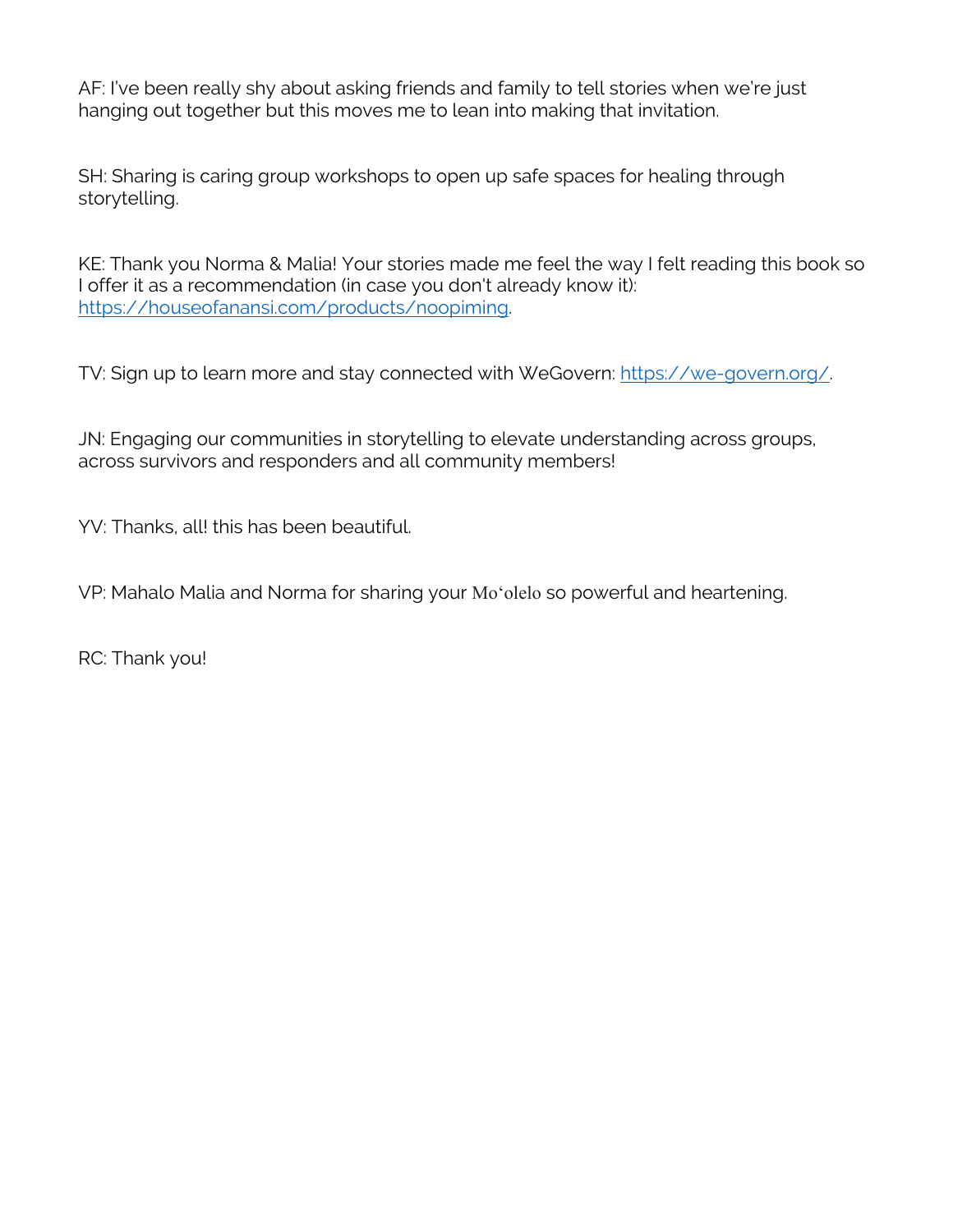AF: I've been really shy about asking friends and family to tell stories when we're just hanging out together but this moves me to lean into making that invitation.

SH: Sharing is caring group workshops to open up safe spaces for healing through storytelling.

KE: Thank you Norma & Malia! Your stories made me feel the way I felt reading this book so I offer it as a recommendation (in case you don't already know it): https://houseofanansi.com/products/noopiming.

TV: Sign up to learn more and stay connected with WeGovern: https://we-govern.org/.

JN: Engaging our communities in storytelling to elevate understanding across groups, across survivors and responders and all community members!

YV: Thanks, all! this has been beautiful.

VP: Mahalo Malia and Norma for sharing your Moʻolelo so powerful and heartening.

RC: Thank you!